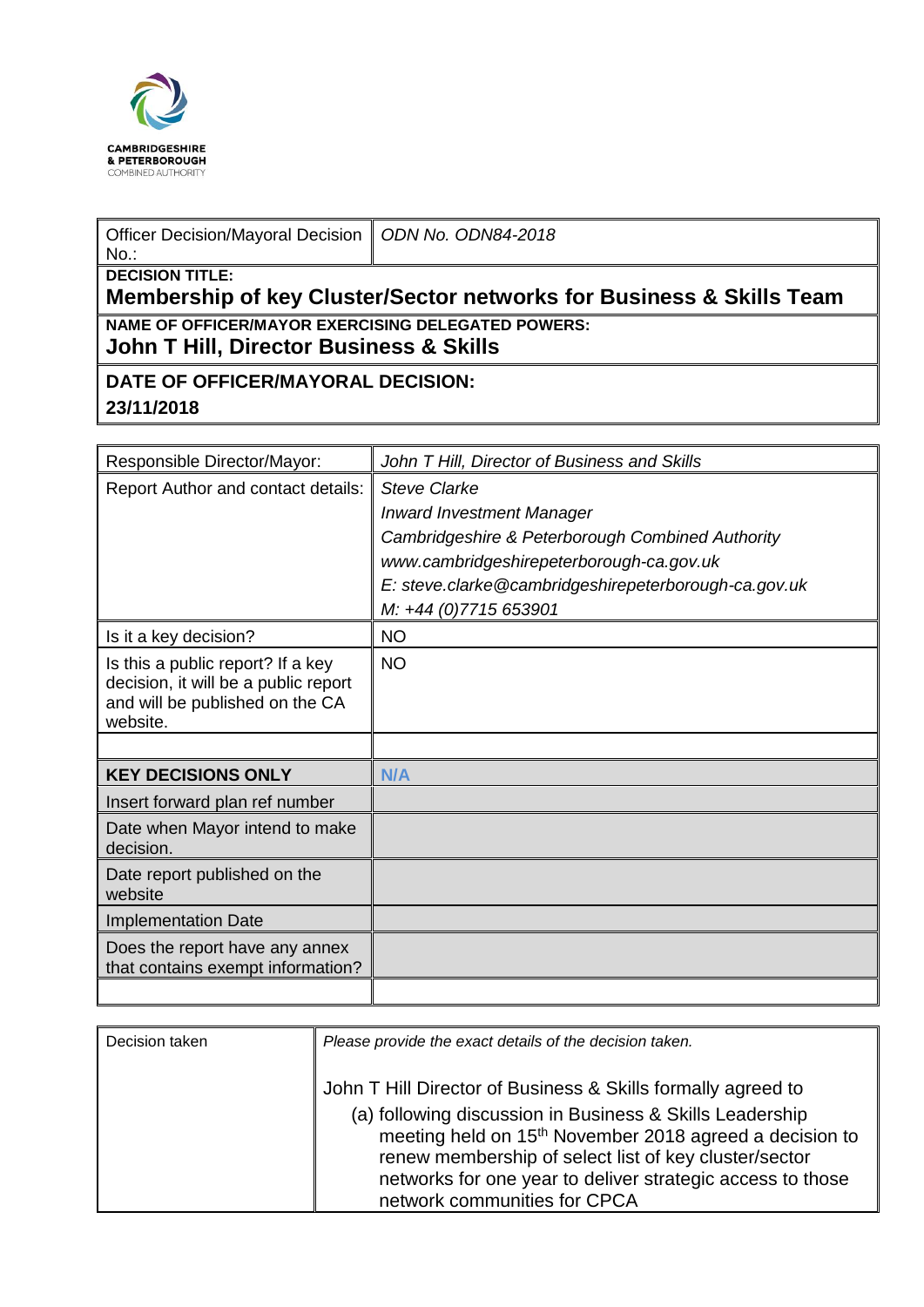CAMBRIDGESHIRE
& PETERBOROUGH
COMBINED AUTHORITY

| Officer Decision/Mayoral Decision No.: | *ODN No. ODN84-2018* |
|---|---|

**DECISION TITLE:**
## Membership of key Cluster/Sector networks for Business & Skills Team

**NAME OF OFFICER/MAYOR EXERCISING DELEGATED POWERS:**
### John T Hill, Director Business & Skills

**DATE OF OFFICER/MAYORAL DECISION:**
**23/11/2018**

| Responsible Director/Mayor: | *John T Hill, Director of Business and Skills* |
|---|---|
| Report Author and contact details: | *Steve Clarke*<br>*Inward Investment Manager*<br>*Cambridgeshire & Peterborough Combined Authority*<br>*www.cambridgeshirepeterborough-ca.gov.uk*<br>*E: steve.clarke@cambridgeshirepeterborough-ca.gov.uk*<br>*M: +44 (0)7715 653901* |
| Is it a key decision? | NO |
| Is this a public report? If a key decision, it will be a public report and will be published on the CA website. | NO |
| | |
| **KEY DECISIONS ONLY** | **N/A** |
| Insert forward plan ref number | |
| Date when Mayor intend to make decision. | |
| Date report published on the website | |
| Implementation Date | |
| Does the report have any annex that contains exempt information? | |
| | |

| Decision taken | *Please provide the exact details of the decision taken.*<br><br>John T Hill Director of Business & Skills formally agreed to<br>(a) following discussion in Business & Skills Leadership meeting held on 15th November 2018 agreed a decision to renew membership of select list of key cluster/sector networks for one year to deliver strategic access to those network communities for CPCA |
|---|---|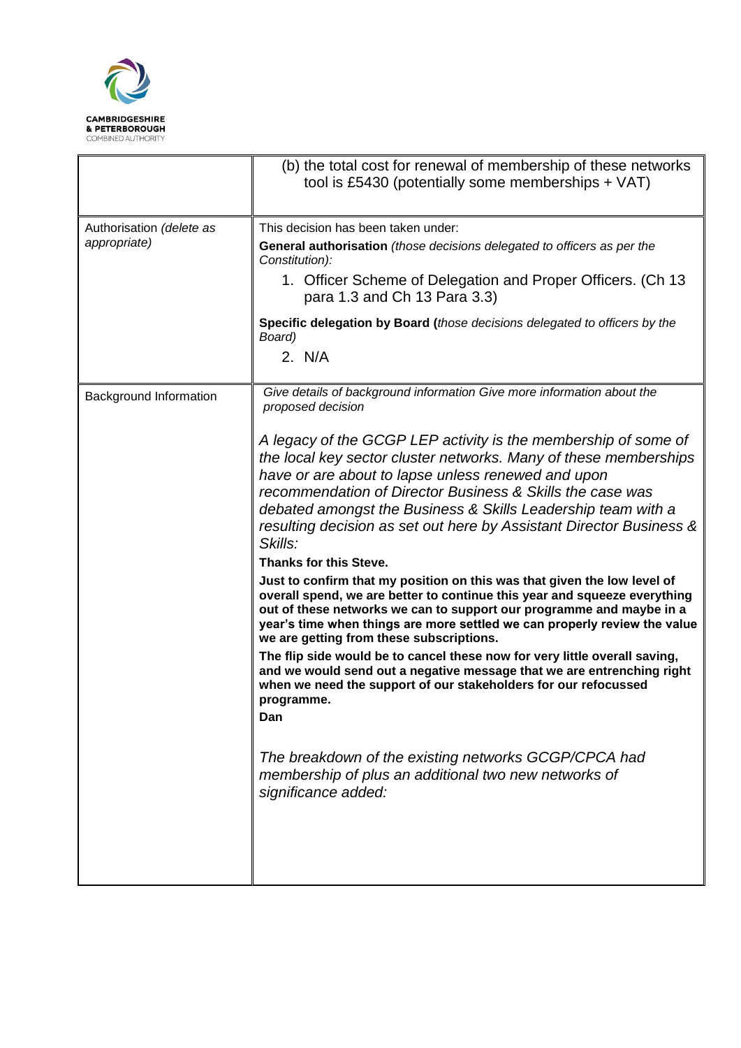|  |  |
|---|---|
|  | (b) the total cost for renewal of membership of these networks tool is £5430 (potentially some memberships + VAT) |
| Authorisation *(delete as appropriate)* | This decision has been taken under:<br>**General authorisation** *(those decisions delegated to officers as per the Constitution):*<br>1. Officer Scheme of Delegation and Proper Officers. (Ch 13 para 1.3 and Ch 13 Para 3.3)<br>**Specific delegation by Board (***those decisions delegated to officers by the Board)*<br>2. N/A |
| Background Information | *Give details of background information Give more information about the proposed decision*<br>*A legacy of the GCGP LEP activity is the membership of some of the local key sector cluster networks. Many of these memberships have or are about to lapse unless renewed and upon recommendation of Director Business & Skills the case was debated amongst the Business & Skills Leadership team with a resulting decision as set out here by Assistant Director Business & Skills:*<br>**Thanks for this Steve.**<br>**Just to confirm that my position on this was that given the low level of overall spend, we are better to continue this year and squeeze everything out of these networks we can to support our programme and maybe in a year's time when things are more settled we can properly review the value we are getting from these subscriptions.**<br>**The flip side would be to cancel these now for very little overall saving, and we would send out a negative message that we are entrenching right when we need the support of our stakeholders for our refocussed programme.**<br>**Dan**<br>*The breakdown of the existing networks GCGP/CPCA had membership of plus an additional two new networks of significance added:* |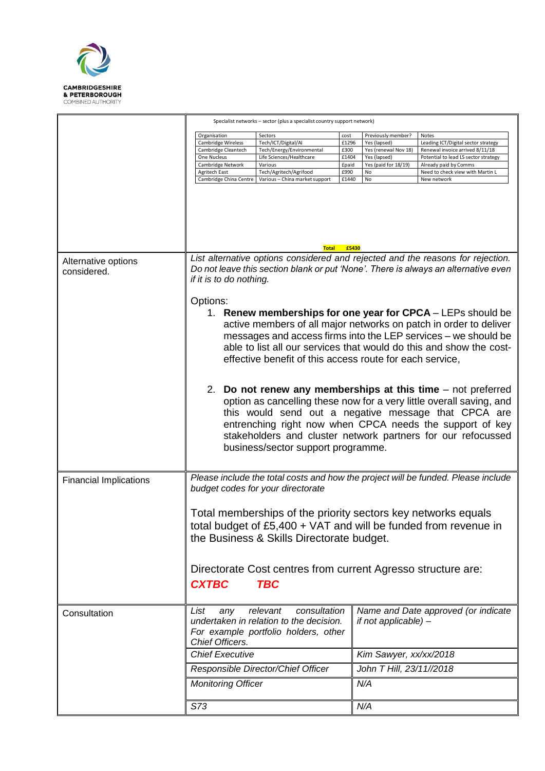**CAMBRIDGESHIRE & PETERBOROUGH** COMBINED AUTHORITY

Specialist networks – sector (plus a specialist country support network)

| Organisation | Sectors | cost | Previously member? | Notes |
| --- | --- | --- | --- | --- |
| Cambridge Wireless | Tech/ICT/Digital/AI | £1296 | Yes (lapsed) | Leading ICT/Digital sector strategy |
| Cambridge Cleantech | Tech/Energy/Environmental | £300 | Yes (renewal Nov 18) | Renewal invoice arrived 8/11/18 |
| One Nucleus | Life Sciences/Healthcare | £1404 | Yes (lapsed) | Potential to lead LS sector strategy |
| Cambridge Network | Various | £paid | Yes (paid for 18/19) | Already paid by Comms |
| Agritech East | Tech/Agritech/Agrifood | £990 | No | Need to check view with Martin L |
| Cambridge China Centre | Various – China market support | £1440 | No | New network |

**Total £5430**

| | |
| --- | --- |
| Alternative options considered. | *List alternative options considered and rejected and the reasons for rejection. Do not leave this section blank or put 'None'. There is always an alternative even if it is to do nothing.*<br><br>Options:<br>1. **Renew memberships for one year for CPCA** – LEPs should be active members of all major networks on patch in order to deliver messages and access firms into the LEP services – we should be able to list all our services that would do this and show the cost-effective benefit of this access route for each service,<br><br>2. **Do not renew any memberships at this time** – not preferred option as cancelling these now for a very little overall saving, and this would send out a negative message that CPCA are entrenching right now when CPCA needs the support of key stakeholders and cluster network partners for our refocussed business/sector support programme. |
| Financial Implications | *Please include the total costs and how the project will be funded. Please include budget codes for your directorate*<br><br>Total memberships of the priority sectors key networks equals total budget of £5,400 + VAT and will be funded from revenue in the Business & Skills Directorate budget.<br><br>Directorate Cost centres from current Agresso structure are:<br>***CXTBC TBC*** |

| Consultation | | |
| --- | --- | --- |
| | *List any relevant consultation undertaken in relation to the decision. For example portfolio holders, other Chief Officers.* | *Name and Date approved (or indicate if not applicable) –* |
| | *Chief Executive* | *Kim Sawyer, xx/xx/2018* |
| | *Responsible Director/Chief Officer* | *John T Hill, 23/11//2018* |
| | *Monitoring Officer* | *N/A* |
| | *S73* | *N/A* |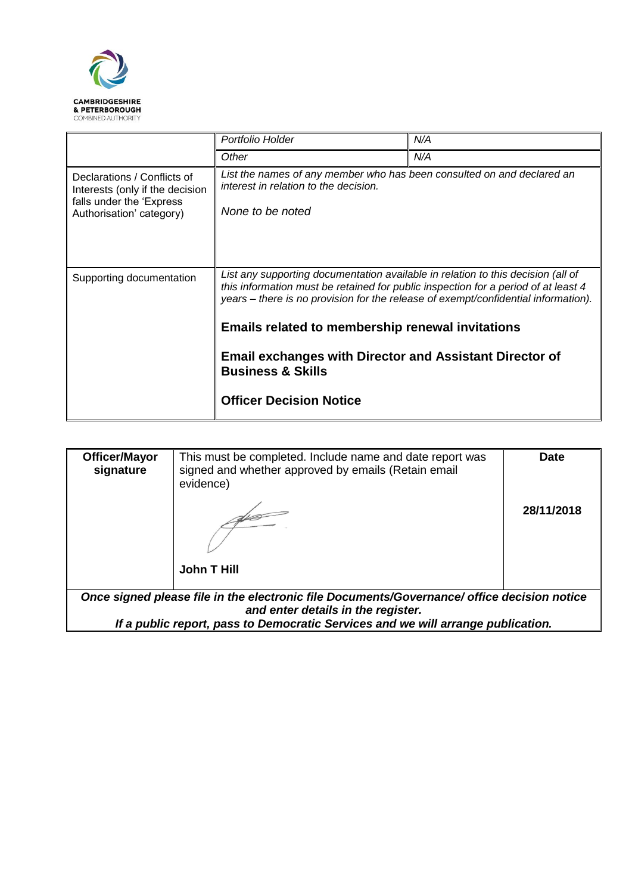CAMBRIDGESHIRE & PETERBOROUGH COMBINED AUTHORITY

| | | |
|---|---|---|
| | *Portfolio Holder* | *N/A* |
| | *Other* | *N/A* |
| Declarations / Conflicts of Interests (only if the decision falls under the 'Express Authorisation' category) | *List the names of any member who has been consulted on and declared an interest in relation to the decision.*<br><br>*None to be noted* | |
| Supporting documentation | *List any supporting documentation available in relation to this decision (all of this information must be retained for public inspection for a period of at least 4 years – there is no provision for the release of exempt/confidential information).*<br><br>**Emails related to membership renewal invitations**<br><br>**Email exchanges with Director and Assistant Director of Business & Skills**<br><br>**Officer Decision Notice** | |

| **Officer/Mayor signature** | This must be completed. Include name and date report was signed and whether approved by emails (Retain email evidence) | **Date** |
|---|---|---|
| | **John T Hill** | **28/11/2018** |

***Once signed please file in the electronic file Documents/Governance/ office decision notice and enter details in the register.***
***If a public report, pass to Democratic Services and we will arrange publication.***